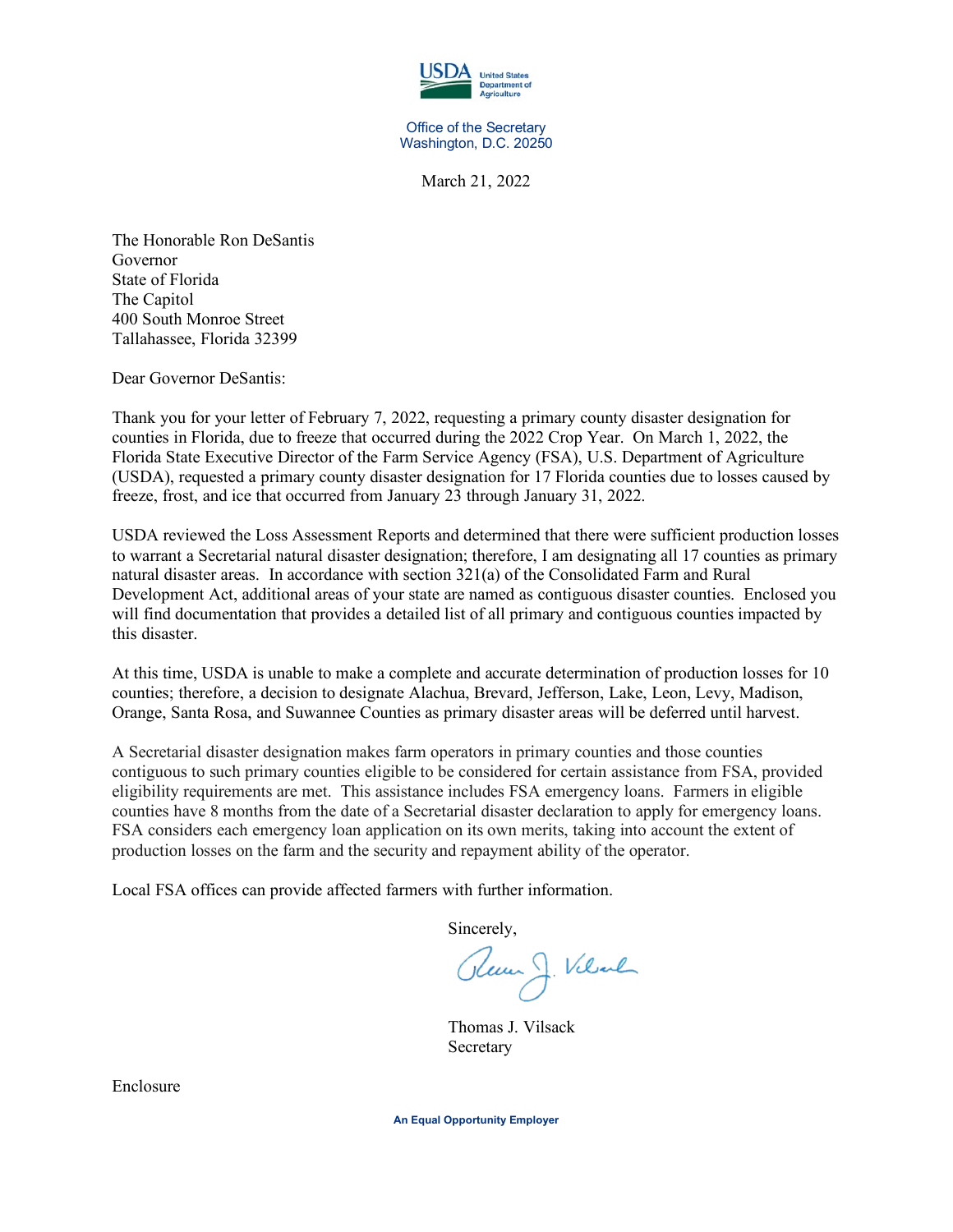USDA United States Department of Agriculture

Office of the Secretary
Washington, D.C. 20250

March 21, 2022

The Honorable Ron DeSantis
Governor
State of Florida
The Capitol
400 South Monroe Street
Tallahassee, Florida 32399

Dear Governor DeSantis:

Thank you for your letter of February 7, 2022, requesting a primary county disaster designation for counties in Florida, due to freeze that occurred during the 2022 Crop Year. On March 1, 2022, the Florida State Executive Director of the Farm Service Agency (FSA), U.S. Department of Agriculture (USDA), requested a primary county disaster designation for 17 Florida counties due to losses caused by freeze, frost, and ice that occurred from January 23 through January 31, 2022.

USDA reviewed the Loss Assessment Reports and determined that there were sufficient production losses to warrant a Secretarial natural disaster designation; therefore, I am designating all 17 counties as primary natural disaster areas. In accordance with section 321(a) of the Consolidated Farm and Rural Development Act, additional areas of your state are named as contiguous disaster counties. Enclosed you will find documentation that provides a detailed list of all primary and contiguous counties impacted by this disaster.

At this time, USDA is unable to make a complete and accurate determination of production losses for 10 counties; therefore, a decision to designate Alachua, Brevard, Jefferson, Lake, Leon, Levy, Madison, Orange, Santa Rosa, and Suwannee Counties as primary disaster areas will be deferred until harvest.

A Secretarial disaster designation makes farm operators in primary counties and those counties contiguous to such primary counties eligible to be considered for certain assistance from FSA, provided eligibility requirements are met. This assistance includes FSA emergency loans. Farmers in eligible counties have 8 months from the date of a Secretarial disaster declaration to apply for emergency loans. FSA considers each emergency loan application on its own merits, taking into account the extent of production losses on the farm and the security and repayment ability of the operator.

Local FSA offices can provide affected farmers with further information.

Sincerely,

Thomas J. Vilsack
Secretary

Enclosure

An Equal Opportunity Employer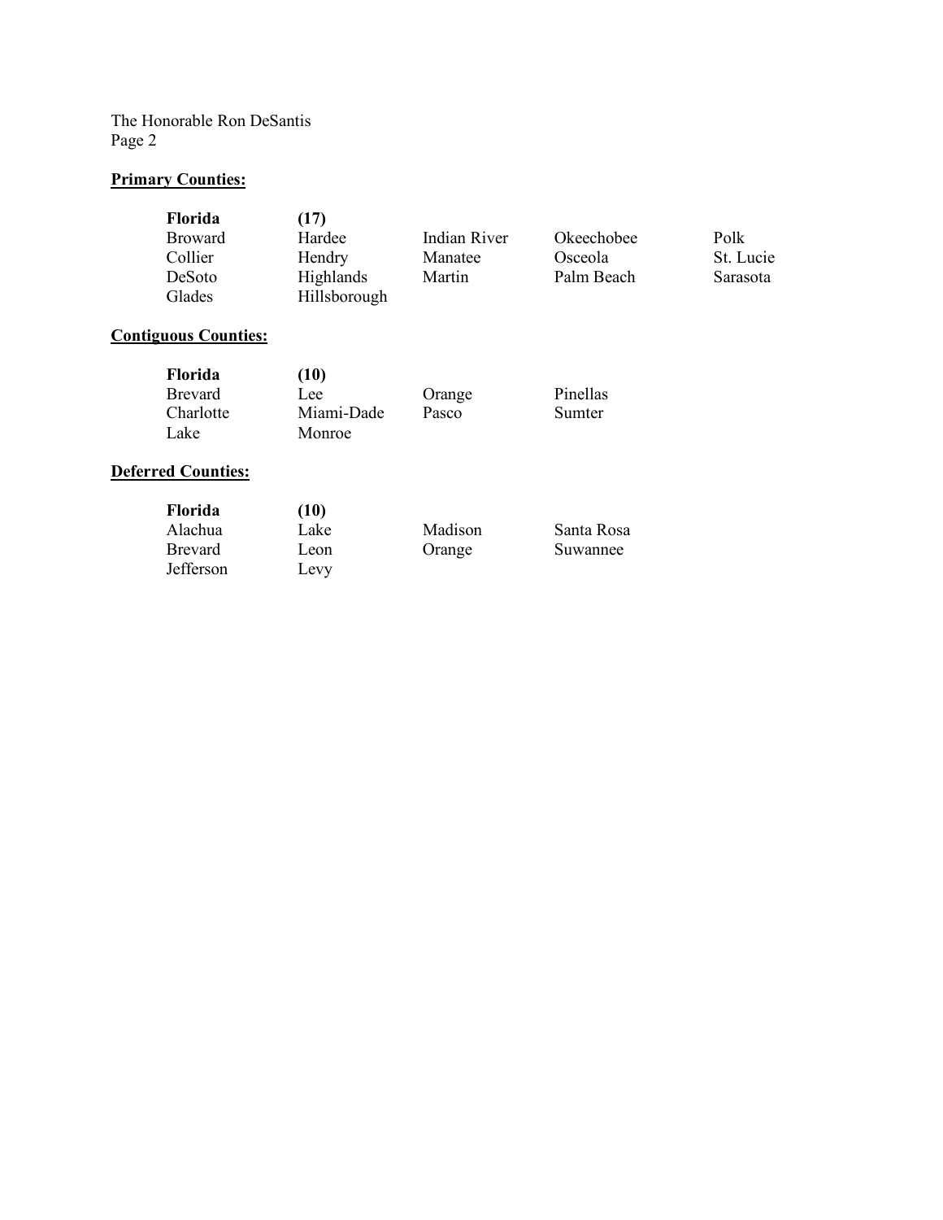The Honorable Ron DeSantis
Page 2

**Primary Counties:**

| **Florida** | **(17)** | | | |
|---|---|---|---|---|
| Broward | Hardee | Indian River | Okeechobee | Polk |
| Collier | Hendry | Manatee | Osceola | St. Lucie |
| DeSoto | Highlands | Martin | Palm Beach | Sarasota |
| Glades | Hillsborough | | | |

**Contiguous Counties:**

| **Florida** | **(10)** | | |
|---|---|---|---|
| Brevard | Lee | Orange | Pinellas |
| Charlotte | Miami-Dade | Pasco | Sumter |
| Lake | Monroe | | |

**Deferred Counties:**

| **Florida** | **(10)** | | |
|---|---|---|---|
| Alachua | Lake | Madison | Santa Rosa |
| Brevard | Leon | Orange | Suwannee |
| Jefferson | Levy | | |